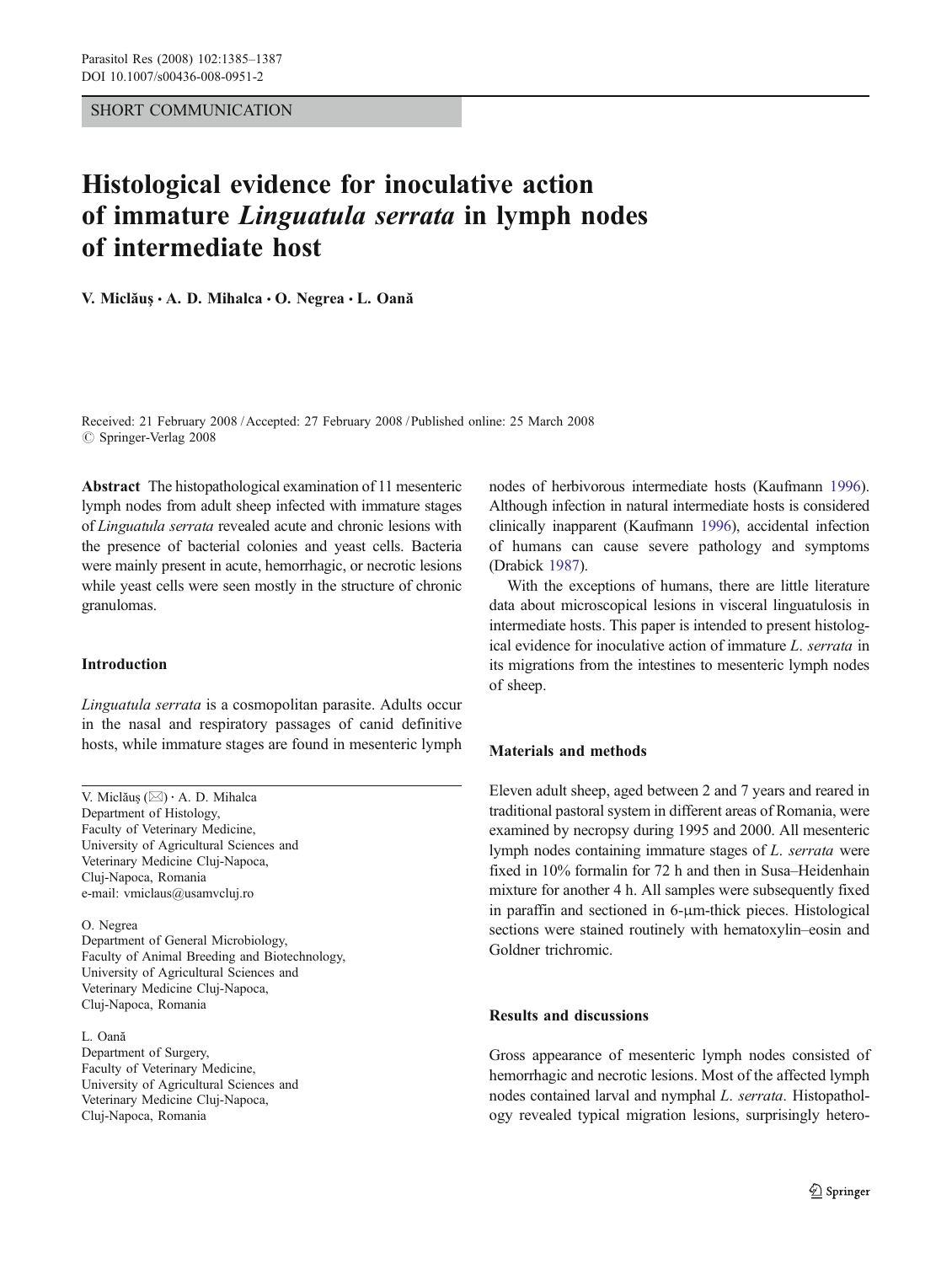SHORT COMMUNICATION

# Histological evidence for inoculative action of immature *Linguatula serrata* in lymph nodes of intermediate host

**V. Miclăuş · A. D. Mihalca · O. Negrea · L. Oană**

Received: 21 February 2008 / Accepted: 27 February 2008 / Published online: 25 March 2008
© Springer-Verlag 2008

**Abstract** The histopathological examination of 11 mesenteric lymph nodes from adult sheep infected with immature stages of *Linguatula serrata* revealed acute and chronic lesions with the presence of bacterial colonies and yeast cells. Bacteria were mainly present in acute, hemorrhagic, or necrotic lesions while yeast cells were seen mostly in the structure of chronic granulomas.

## Introduction

*Linguatula serrata* is a cosmopolitan parasite. Adults occur in the nasal and respiratory passages of canid definitive hosts, while immature stages are found in mesenteric lymph nodes of herbivorous intermediate hosts (Kaufmann 1996). Although infection in natural intermediate hosts is considered clinically inapparent (Kaufmann 1996), accidental infection of humans can cause severe pathology and symptoms (Drabick 1987).

With the exceptions of humans, there are little literature data about microscopical lesions in visceral linguatulosis in intermediate hosts. This paper is intended to present histological evidence for inoculative action of immature *L. serrata* in its migrations from the intestines to mesenteric lymph nodes of sheep.

## Materials and methods

Eleven adult sheep, aged between 2 and 7 years and reared in traditional pastoral system in different areas of Romania, were examined by necropsy during 1995 and 2000. All mesenteric lymph nodes containing immature stages of *L. serrata* were fixed in 10% formalin for 72 h and then in Susa–Heidenhain mixture for another 4 h. All samples were subsequently fixed in paraffin and sectioned in 6-μm-thick pieces. Histological sections were stained routinely with hematoxylin–eosin and Goldner trichromic.

## Results and discussions

Gross appearance of mesenteric lymph nodes consisted of hemorrhagic and necrotic lesions. Most of the affected lymph nodes contained larval and nymphal *L. serrata*. Histopathology revealed typical migration lesions, surprisingly hetero-

---

V. Miclăuş (✉) · A. D. Mihalca
Department of Histology,
Faculty of Veterinary Medicine,
University of Agricultural Sciences and
Veterinary Medicine Cluj-Napoca,
Cluj-Napoca, Romania
e-mail: vmiclaus@usamvcluj.ro

O. Negrea
Department of General Microbiology,
Faculty of Animal Breeding and Biotechnology,
University of Agricultural Sciences and
Veterinary Medicine Cluj-Napoca,
Cluj-Napoca, Romania

L. Oană
Department of Surgery,
Faculty of Veterinary Medicine,
University of Agricultural Sciences and
Veterinary Medicine Cluj-Napoca,
Cluj-Napoca, Romania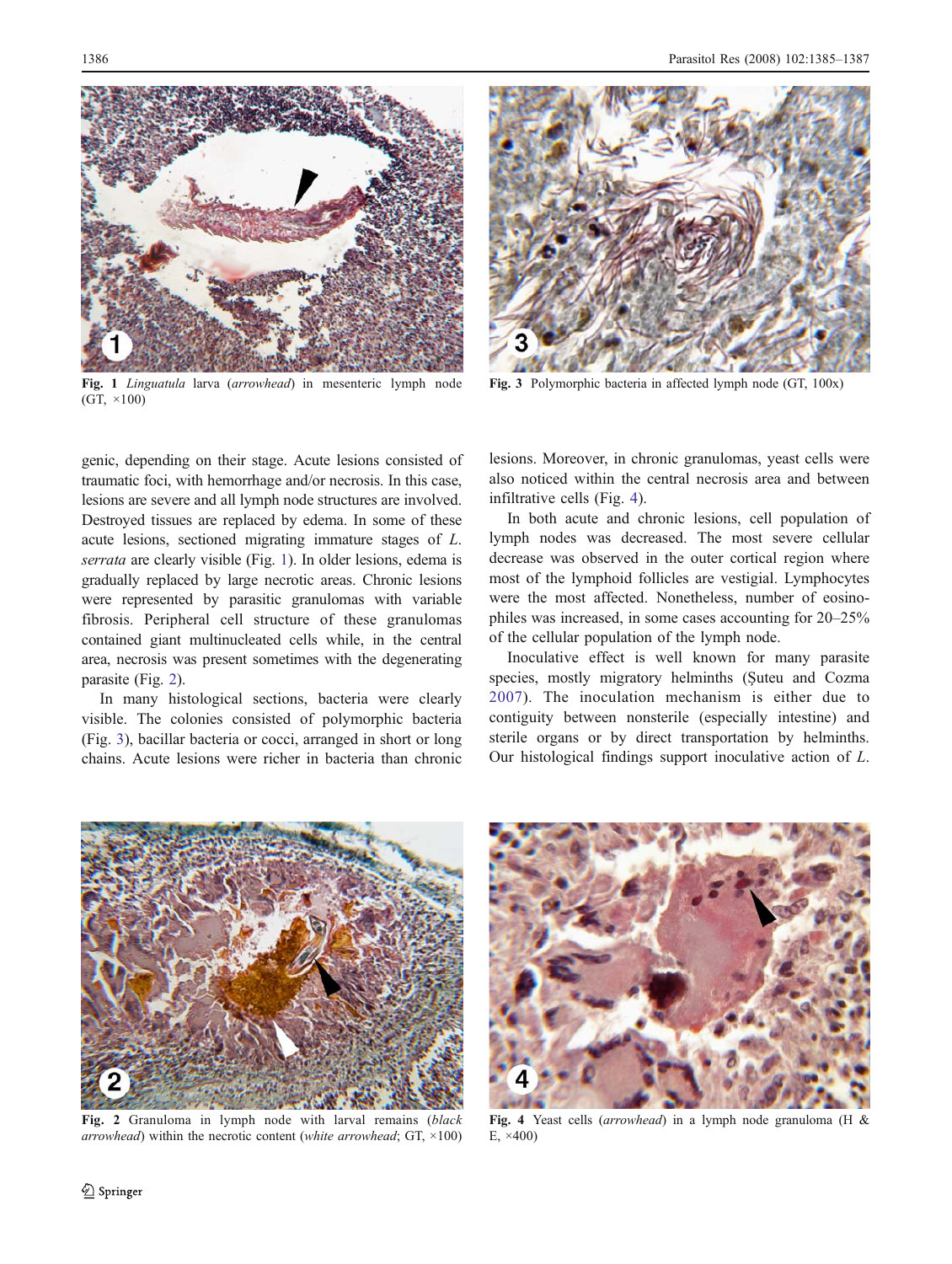Fig. 1 *Linguatula* larva (*arrowhead*) in mesenteric lymph node (GT, ×100)

Fig. 3 Polymorphic bacteria in affected lymph node (GT, 100x)

genic, depending on their stage. Acute lesions consisted of traumatic foci, with hemorrhage and/or necrosis. In this case, lesions are severe and all lymph node structures are involved. Destroyed tissues are replaced by edema. In some of these acute lesions, sectioned migrating immature stages of *L. serrata* are clearly visible (Fig. 1). In older lesions, edema is gradually replaced by large necrotic areas. Chronic lesions were represented by parasitic granulomas with variable fibrosis. Peripheral cell structure of these granulomas contained giant multinucleated cells while, in the central area, necrosis was present sometimes with the degenerating parasite (Fig. 2).

In many histological sections, bacteria were clearly visible. The colonies consisted of polymorphic bacteria (Fig. 3), bacillar bacteria or cocci, arranged in short or long chains. Acute lesions were richer in bacteria than chronic lesions. Moreover, in chronic granulomas, yeast cells were also noticed within the central necrosis area and between infiltrative cells (Fig. 4).

In both acute and chronic lesions, cell population of lymph nodes was decreased. The most severe cellular decrease was observed in the outer cortical region where most of the lymphoid follicles are vestigial. Lymphocytes were the most affected. Nonetheless, number of eosinophiles was increased, in some cases accounting for 20–25% of the cellular population of the lymph node.

Inoculative effect is well known for many parasite species, mostly migratory helminths (Şuteu and Cozma 2007). The inoculation mechanism is either due to contiguity between nonsterile (especially intestine) and sterile organs or by direct transportation by helminths. Our histological findings support inoculative action of *L.*

Fig. 2 Granuloma in lymph node with larval remains (*black arrowhead*) within the necrotic content (*white arrowhead*; GT, ×100)

Fig. 4 Yeast cells (*arrowhead*) in a lymph node granuloma (H & E, ×400)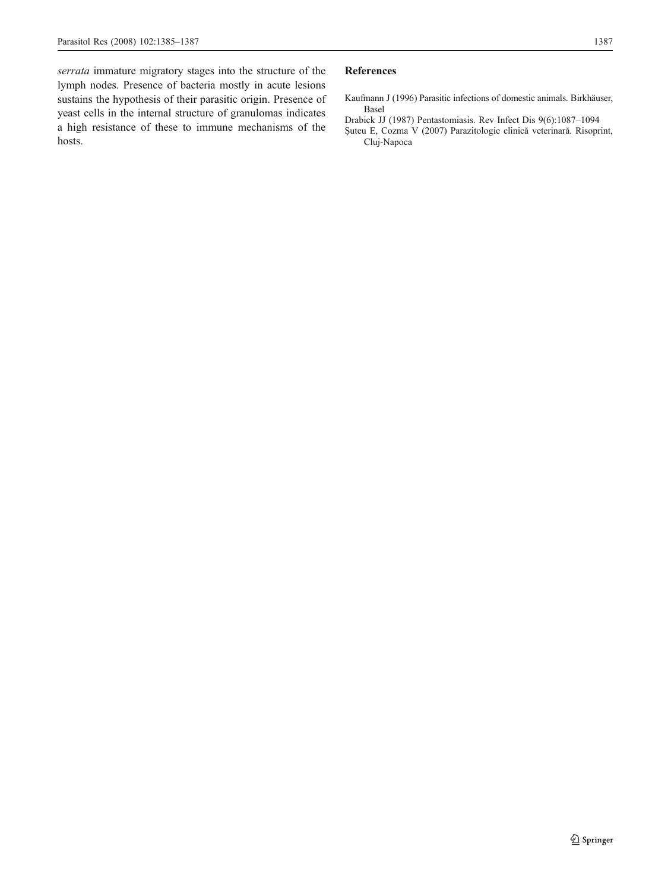*serrata* immature migratory stages into the structure of the lymph nodes. Presence of bacteria mostly in acute lesions sustains the hypothesis of their parasitic origin. Presence of yeast cells in the internal structure of granulomas indicates a high resistance of these to immune mechanisms of the hosts.

## References

Kaufmann J (1996) Parasitic infections of domestic animals. Birkhäuser, Basel

Drabick JJ (1987) Pentastomiasis. Rev Infect Dis 9(6):1087–1094

Şuteu E, Cozma V (2007) Parazitologie clinică veterinară. Risoprint, Cluj-Napoca